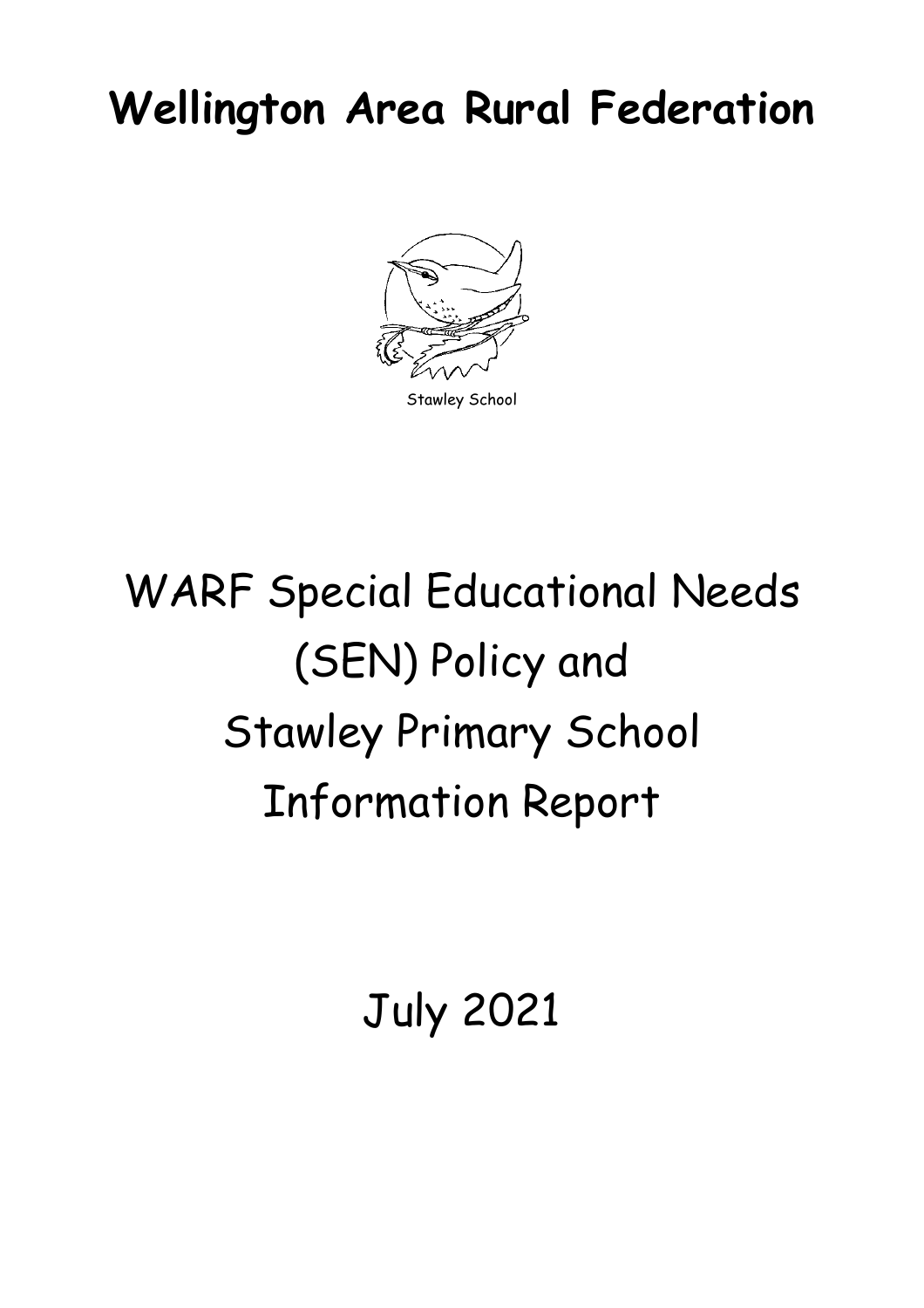# Wellington Area Rural Federation

Stawley School

# WARF Special Educational Needs (SEN) Policy and Stawley Primary School Information Report

July 2021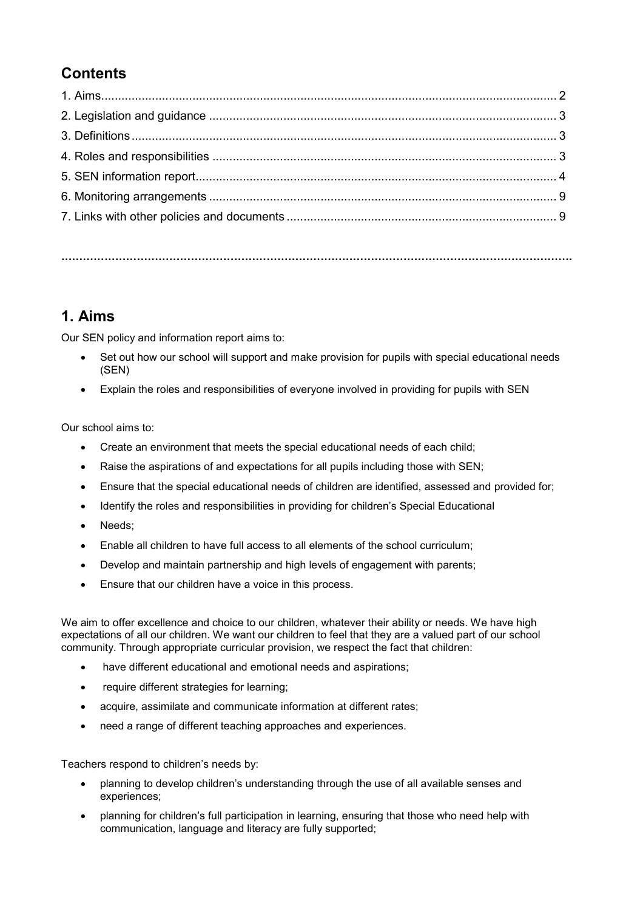## Contents

1. Aims ..... 2
2. Legislation and guidance ..... 3
3. Definitions ..... 3
4. Roles and responsibilities ..... 3
5. SEN information report ..... 4
6. Monitoring arrangements ..... 9
7. Links with other policies and documents ..... 9

---

## 1. Aims

Our SEN policy and information report aims to:

- Set out how our school will support and make provision for pupils with special educational needs (SEN)
- Explain the roles and responsibilities of everyone involved in providing for pupils with SEN

Our school aims to:

- Create an environment that meets the special educational needs of each child;
- Raise the aspirations of and expectations for all pupils including those with SEN;
- Ensure that the special educational needs of children are identified, assessed and provided for;
- Identify the roles and responsibilities in providing for children's Special Educational
- Needs;
- Enable all children to have full access to all elements of the school curriculum;
- Develop and maintain partnership and high levels of engagement with parents;
- Ensure that our children have a voice in this process.

We aim to offer excellence and choice to our children, whatever their ability or needs. We have high expectations of all our children. We want our children to feel that they are a valued part of our school community. Through appropriate curricular provision, we respect the fact that children:

- have different educational and emotional needs and aspirations;
- require different strategies for learning;
- acquire, assimilate and communicate information at different rates;
- need a range of different teaching approaches and experiences.

Teachers respond to children's needs by:

- planning to develop children's understanding through the use of all available senses and experiences;
- planning for children's full participation in learning, ensuring that those who need help with communication, language and literacy are fully supported;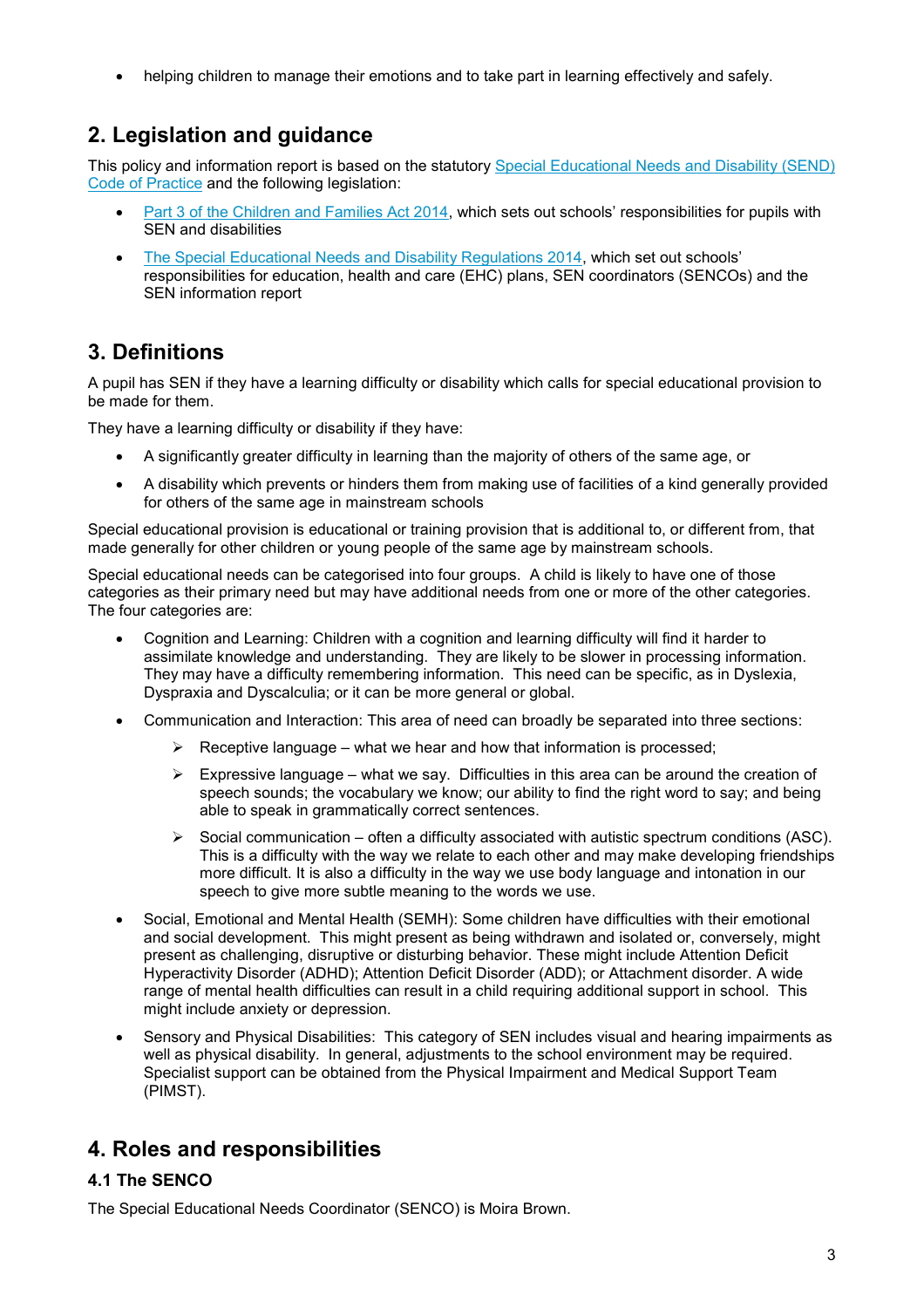- helping children to manage their emotions and to take part in learning effectively and safely.

## 2. Legislation and guidance

This policy and information report is based on the statutory [Special Educational Needs and Disability (SEND) Code of Practice]() and the following legislation:

- [Part 3 of the Children and Families Act 2014](), which sets out schools' responsibilities for pupils with SEN and disabilities
- [The Special Educational Needs and Disability Regulations 2014](), which set out schools' responsibilities for education, health and care (EHC) plans, SEN coordinators (SENCOs) and the SEN information report

## 3. Definitions

A pupil has SEN if they have a learning difficulty or disability which calls for special educational provision to be made for them.

They have a learning difficulty or disability if they have:

- A significantly greater difficulty in learning than the majority of others of the same age, or
- A disability which prevents or hinders them from making use of facilities of a kind generally provided for others of the same age in mainstream schools

Special educational provision is educational or training provision that is additional to, or different from, that made generally for other children or young people of the same age by mainstream schools.

Special educational needs can be categorised into four groups. A child is likely to have one of those categories as their primary need but may have additional needs from one or more of the other categories. The four categories are:

- Cognition and Learning: Children with a cognition and learning difficulty will find it harder to assimilate knowledge and understanding. They are likely to be slower in processing information. They may have a difficulty remembering information. This need can be specific, as in Dyslexia, Dyspraxia and Dyscalculia; or it can be more general or global.
- Communication and Interaction: This area of need can broadly be separated into three sections:
  - Receptive language – what we hear and how that information is processed;
  - Expressive language – what we say. Difficulties in this area can be around the creation of speech sounds; the vocabulary we know; our ability to find the right word to say; and being able to speak in grammatically correct sentences.
  - Social communication – often a difficulty associated with autistic spectrum conditions (ASC). This is a difficulty with the way we relate to each other and may make developing friendships more difficult. It is also a difficulty in the way we use body language and intonation in our speech to give more subtle meaning to the words we use.
- Social, Emotional and Mental Health (SEMH): Some children have difficulties with their emotional and social development. This might present as being withdrawn and isolated or, conversely, might present as challenging, disruptive or disturbing behavior. These might include Attention Deficit Hyperactivity Disorder (ADHD); Attention Deficit Disorder (ADD); or Attachment disorder. A wide range of mental health difficulties can result in a child requiring additional support in school. This might include anxiety or depression.
- Sensory and Physical Disabilities: This category of SEN includes visual and hearing impairments as well as physical disability. In general, adjustments to the school environment may be required. Specialist support can be obtained from the Physical Impairment and Medical Support Team (PIMST).

## 4. Roles and responsibilities

### 4.1 The SENCO

The Special Educational Needs Coordinator (SENCO) is Moira Brown.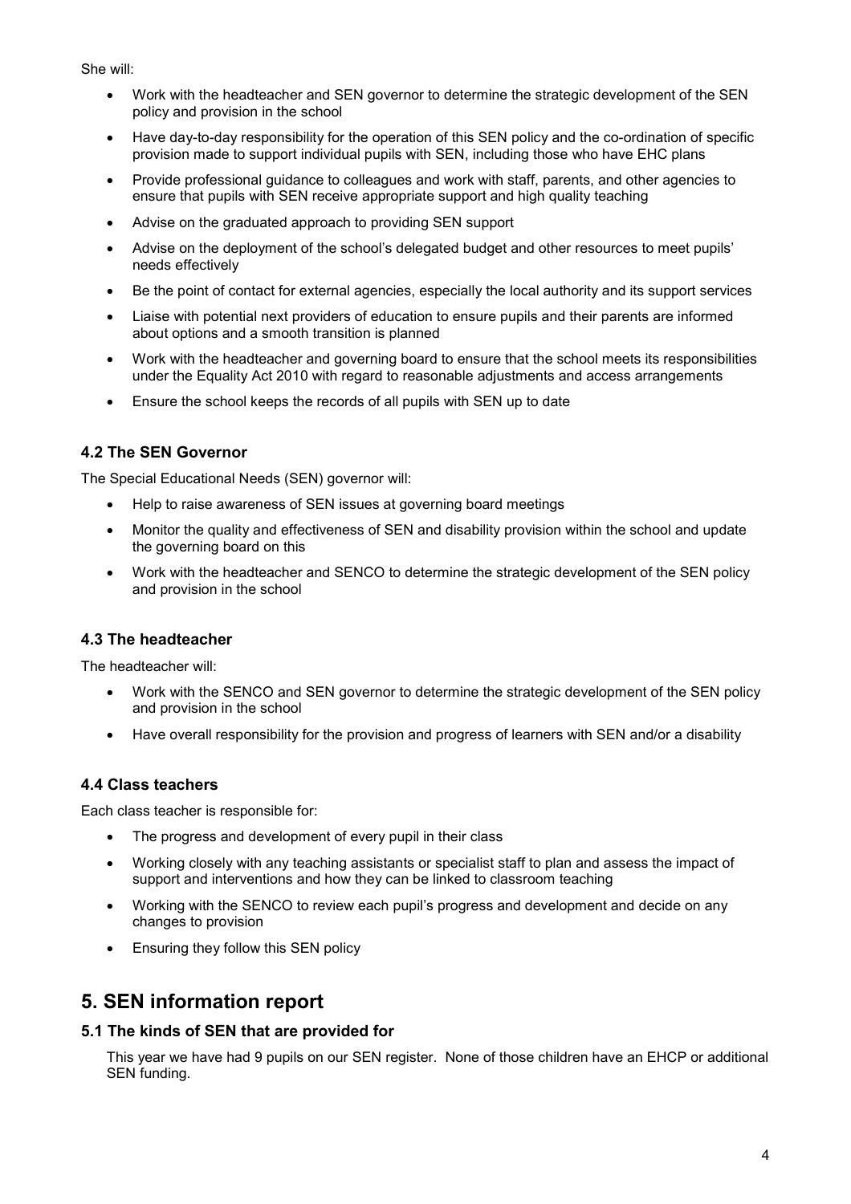She will:

- Work with the headteacher and SEN governor to determine the strategic development of the SEN policy and provision in the school
- Have day-to-day responsibility for the operation of this SEN policy and the co-ordination of specific provision made to support individual pupils with SEN, including those who have EHC plans
- Provide professional guidance to colleagues and work with staff, parents, and other agencies to ensure that pupils with SEN receive appropriate support and high quality teaching
- Advise on the graduated approach to providing SEN support
- Advise on the deployment of the school's delegated budget and other resources to meet pupils' needs effectively
- Be the point of contact for external agencies, especially the local authority and its support services
- Liaise with potential next providers of education to ensure pupils and their parents are informed about options and a smooth transition is planned
- Work with the headteacher and governing board to ensure that the school meets its responsibilities under the Equality Act 2010 with regard to reasonable adjustments and access arrangements
- Ensure the school keeps the records of all pupils with SEN up to date

### 4.2 The SEN Governor

The Special Educational Needs (SEN) governor will:

- Help to raise awareness of SEN issues at governing board meetings
- Monitor the quality and effectiveness of SEN and disability provision within the school and update the governing board on this
- Work with the headteacher and SENCO to determine the strategic development of the SEN policy and provision in the school

### 4.3 The headteacher

The headteacher will:

- Work with the SENCO and SEN governor to determine the strategic development of the SEN policy and provision in the school
- Have overall responsibility for the provision and progress of learners with SEN and/or a disability

### 4.4 Class teachers

Each class teacher is responsible for:

- The progress and development of every pupil in their class
- Working closely with any teaching assistants or specialist staff to plan and assess the impact of support and interventions and how they can be linked to classroom teaching
- Working with the SENCO to review each pupil's progress and development and decide on any changes to provision
- Ensuring they follow this SEN policy

## 5. SEN information report

### 5.1 The kinds of SEN that are provided for

This year we have had 9 pupils on our SEN register. None of those children have an EHCP or additional SEN funding.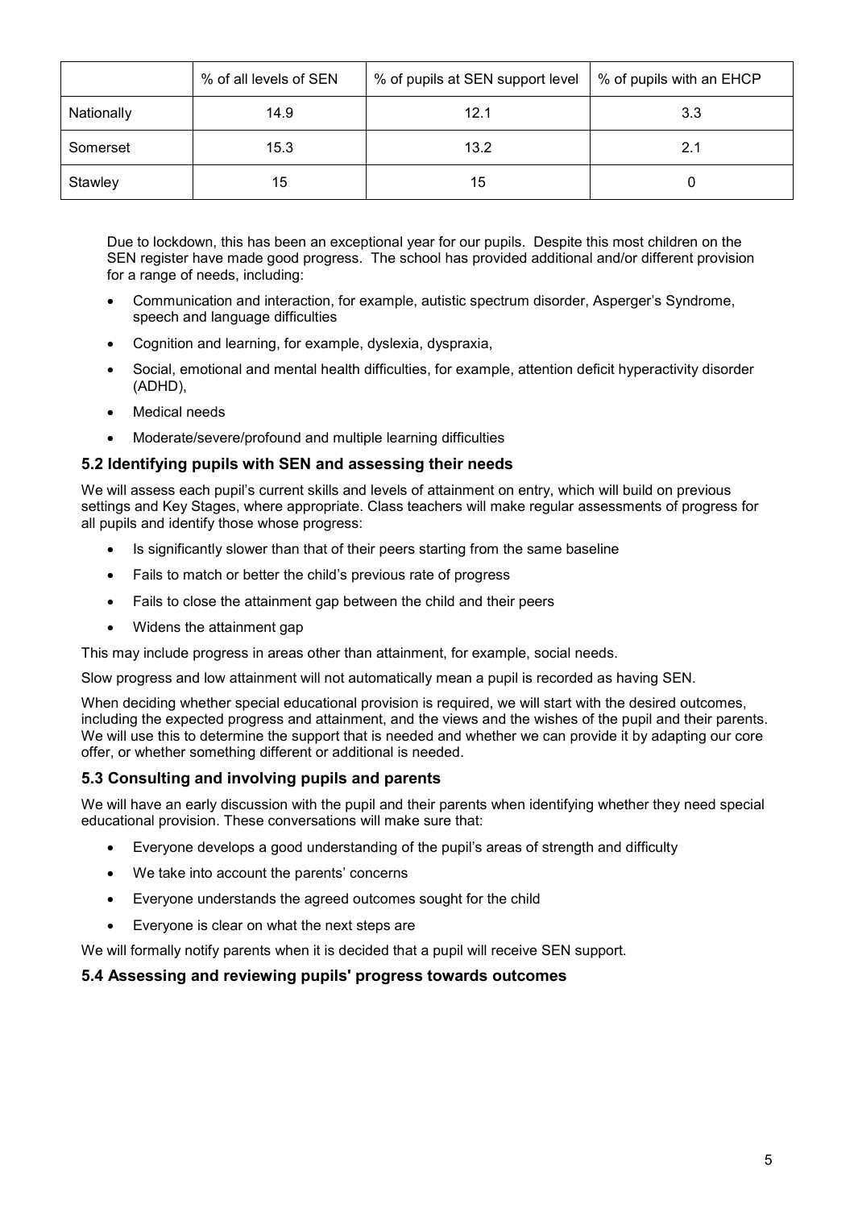| | % of all levels of SEN | % of pupils at SEN support level | % of pupils with an EHCP |
|---|---|---|---|
| Nationally | 14.9 | 12.1 | 3.3 |
| Somerset | 15.3 | 13.2 | 2.1 |
| Stawley | 15 | 15 | 0 |

Due to lockdown, this has been an exceptional year for our pupils. Despite this most children on the SEN register have made good progress. The school has provided additional and/or different provision for a range of needs, including:

- Communication and interaction, for example, autistic spectrum disorder, Asperger's Syndrome, speech and language difficulties
- Cognition and learning, for example, dyslexia, dyspraxia,
- Social, emotional and mental health difficulties, for example, attention deficit hyperactivity disorder (ADHD),
- Medical needs
- Moderate/severe/profound and multiple learning difficulties

### 5.2 Identifying pupils with SEN and assessing their needs

We will assess each pupil's current skills and levels of attainment on entry, which will build on previous settings and Key Stages, where appropriate. Class teachers will make regular assessments of progress for all pupils and identify those whose progress:

- Is significantly slower than that of their peers starting from the same baseline
- Fails to match or better the child's previous rate of progress
- Fails to close the attainment gap between the child and their peers
- Widens the attainment gap

This may include progress in areas other than attainment, for example, social needs.

Slow progress and low attainment will not automatically mean a pupil is recorded as having SEN.

When deciding whether special educational provision is required, we will start with the desired outcomes, including the expected progress and attainment, and the views and the wishes of the pupil and their parents. We will use this to determine the support that is needed and whether we can provide it by adapting our core offer, or whether something different or additional is needed.

### 5.3 Consulting and involving pupils and parents

We will have an early discussion with the pupil and their parents when identifying whether they need special educational provision. These conversations will make sure that:

- Everyone develops a good understanding of the pupil's areas of strength and difficulty
- We take into account the parents' concerns
- Everyone understands the agreed outcomes sought for the child
- Everyone is clear on what the next steps are

We will formally notify parents when it is decided that a pupil will receive SEN support.

### 5.4 Assessing and reviewing pupils' progress towards outcomes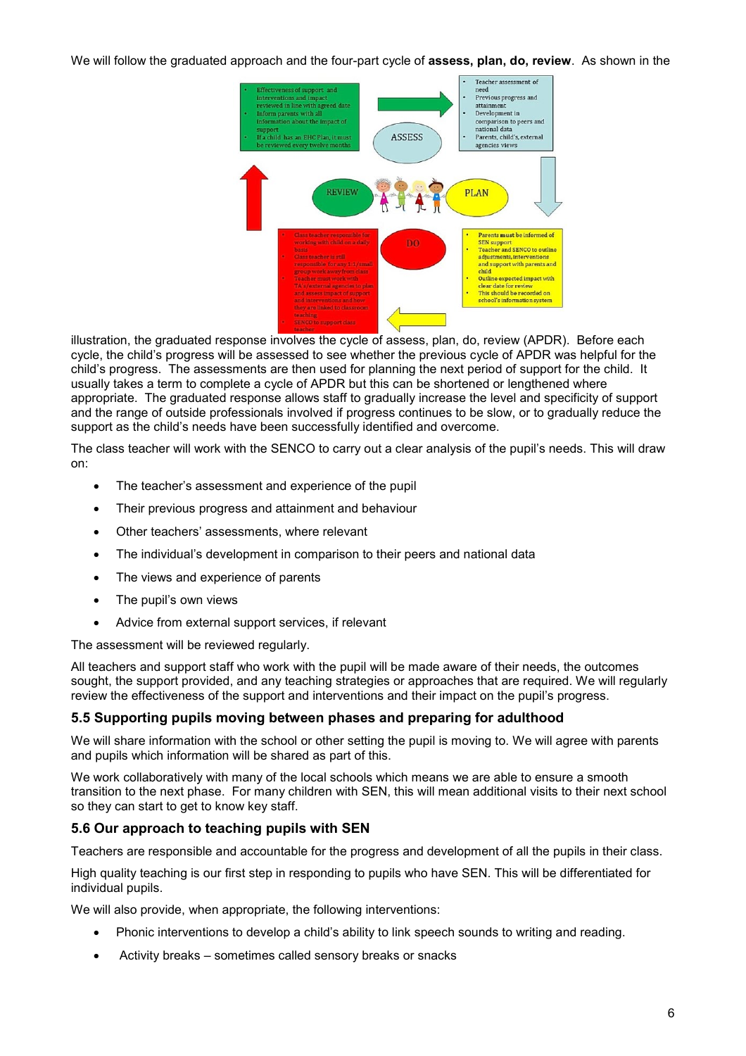We will follow the graduated approach and the four-part cycle of **assess, plan, do, review**. As shown in the illustration, the graduated response involves the cycle of assess, plan, do, review (APDR). Before each cycle, the child's progress will be assessed to see whether the previous cycle of APDR was helpful for the child's progress. The assessments are then used for planning the next period of support for the child. It usually takes a term to complete a cycle of APDR but this can be shortened or lengthened where appropriate. The graduated response allows staff to gradually increase the level and specificity of support and the range of outside professionals involved if progress continues to be slow, or to gradually reduce the support as the child's needs have been successfully identified and overcome.

The class teacher will work with the SENCO to carry out a clear analysis of the pupil's needs. This will draw on:

- The teacher's assessment and experience of the pupil
- Their previous progress and attainment and behaviour
- Other teachers' assessments, where relevant
- The individual's development in comparison to their peers and national data
- The views and experience of parents
- The pupil's own views
- Advice from external support services, if relevant

The assessment will be reviewed regularly.

All teachers and support staff who work with the pupil will be made aware of their needs, the outcomes sought, the support provided, and any teaching strategies or approaches that are required. We will regularly review the effectiveness of the support and interventions and their impact on the pupil's progress.

### 5.5 Supporting pupils moving between phases and preparing for adulthood

We will share information with the school or other setting the pupil is moving to. We will agree with parents and pupils which information will be shared as part of this.

We work collaboratively with many of the local schools which means we are able to ensure a smooth transition to the next phase. For many children with SEN, this will mean additional visits to their next school so they can start to get to know key staff.

### 5.6 Our approach to teaching pupils with SEN

Teachers are responsible and accountable for the progress and development of all the pupils in their class.

High quality teaching is our first step in responding to pupils who have SEN. This will be differentiated for individual pupils.

We will also provide, when appropriate, the following interventions:

- Phonic interventions to develop a child's ability to link speech sounds to writing and reading.
- Activity breaks – sometimes called sensory breaks or snacks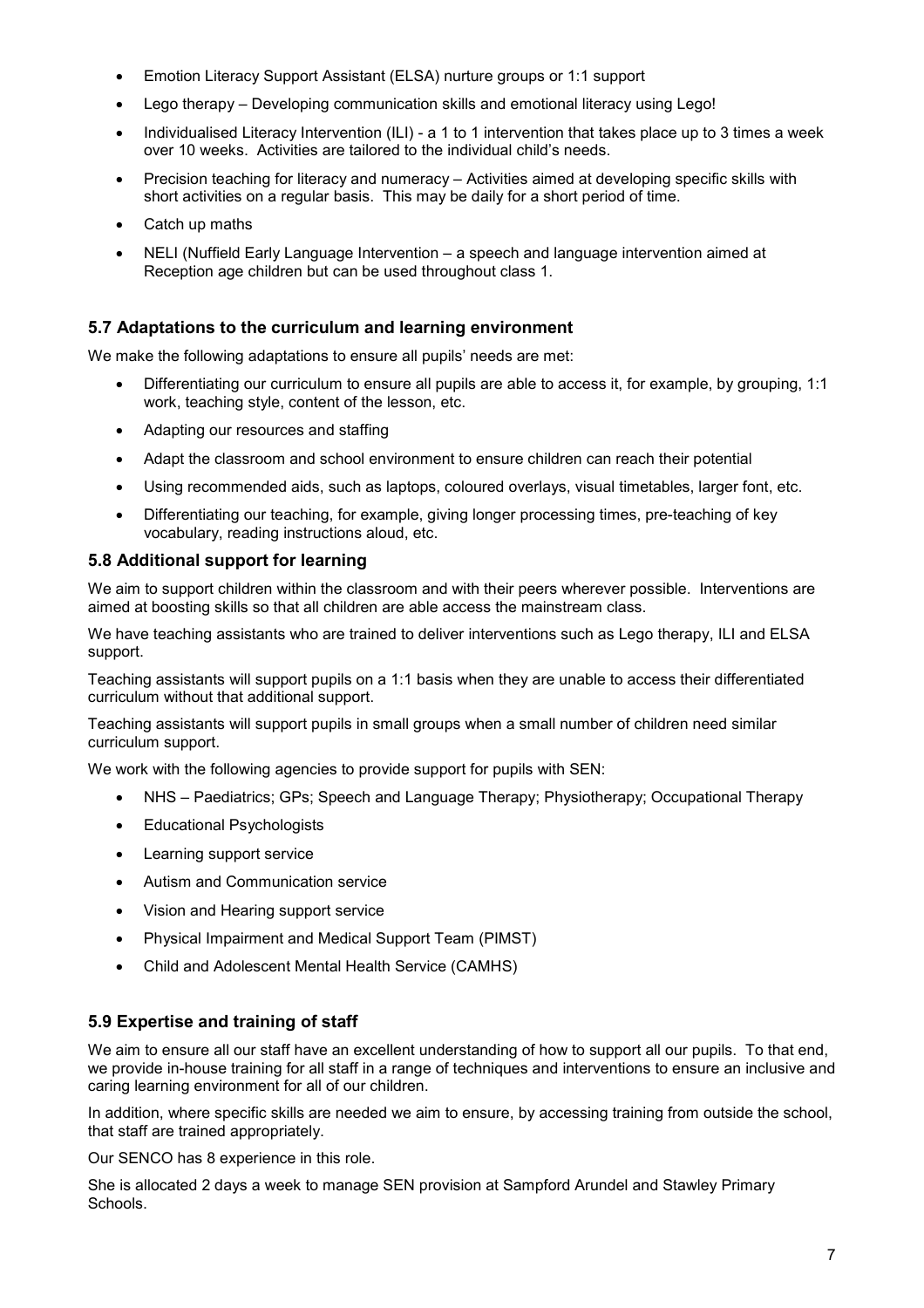- Emotion Literacy Support Assistant (ELSA) nurture groups or 1:1 support
- Lego therapy – Developing communication skills and emotional literacy using Lego!
- Individualised Literacy Intervention (ILI) - a 1 to 1 intervention that takes place up to 3 times a week over 10 weeks. Activities are tailored to the individual child's needs.
- Precision teaching for literacy and numeracy – Activities aimed at developing specific skills with short activities on a regular basis. This may be daily for a short period of time.
- Catch up maths
- NELI (Nuffield Early Language Intervention – a speech and language intervention aimed at Reception age children but can be used throughout class 1.

### 5.7 Adaptations to the curriculum and learning environment

We make the following adaptations to ensure all pupils' needs are met:

- Differentiating our curriculum to ensure all pupils are able to access it, for example, by grouping, 1:1 work, teaching style, content of the lesson, etc.
- Adapting our resources and staffing
- Adapt the classroom and school environment to ensure children can reach their potential
- Using recommended aids, such as laptops, coloured overlays, visual timetables, larger font, etc.
- Differentiating our teaching, for example, giving longer processing times, pre-teaching of key vocabulary, reading instructions aloud, etc.

### 5.8 Additional support for learning

We aim to support children within the classroom and with their peers wherever possible. Interventions are aimed at boosting skills so that all children are able access the mainstream class.

We have teaching assistants who are trained to deliver interventions such as Lego therapy, ILI and ELSA support.

Teaching assistants will support pupils on a 1:1 basis when they are unable to access their differentiated curriculum without that additional support.

Teaching assistants will support pupils in small groups when a small number of children need similar curriculum support.

We work with the following agencies to provide support for pupils with SEN:

- NHS – Paediatrics; GPs; Speech and Language Therapy; Physiotherapy; Occupational Therapy
- Educational Psychologists
- Learning support service
- Autism and Communication service
- Vision and Hearing support service
- Physical Impairment and Medical Support Team (PIMST)
- Child and Adolescent Mental Health Service (CAMHS)

### 5.9 Expertise and training of staff

We aim to ensure all our staff have an excellent understanding of how to support all our pupils. To that end, we provide in-house training for all staff in a range of techniques and interventions to ensure an inclusive and caring learning environment for all of our children.

In addition, where specific skills are needed we aim to ensure, by accessing training from outside the school, that staff are trained appropriately.

Our SENCO has 8 experience in this role.

She is allocated 2 days a week to manage SEN provision at Sampford Arundel and Stawley Primary Schools.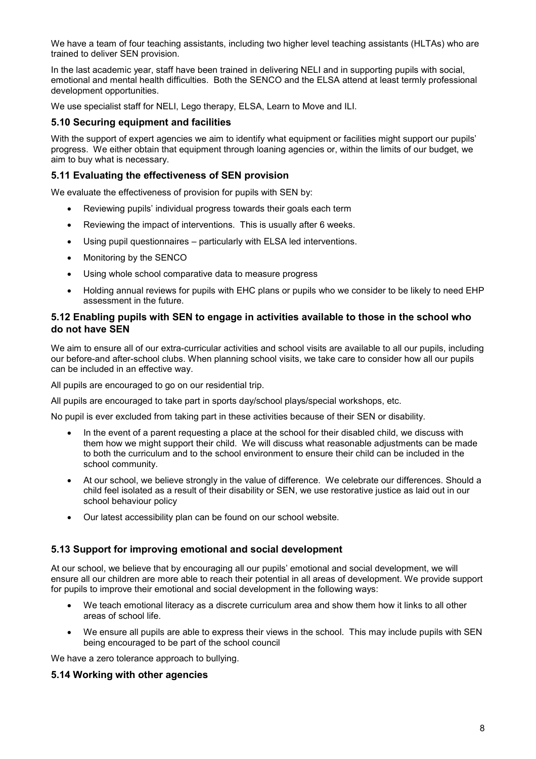We have a team of four teaching assistants, including two higher level teaching assistants (HLTAs) who are trained to deliver SEN provision.

In the last academic year, staff have been trained in delivering NELI and in supporting pupils with social, emotional and mental health difficulties. Both the SENCO and the ELSA attend at least termly professional development opportunities.

We use specialist staff for NELI, Lego therapy, ELSA, Learn to Move and ILI.

### 5.10 Securing equipment and facilities

With the support of expert agencies we aim to identify what equipment or facilities might support our pupils' progress. We either obtain that equipment through loaning agencies or, within the limits of our budget, we aim to buy what is necessary.

### 5.11 Evaluating the effectiveness of SEN provision

We evaluate the effectiveness of provision for pupils with SEN by:

- Reviewing pupils' individual progress towards their goals each term
- Reviewing the impact of interventions. This is usually after 6 weeks.
- Using pupil questionnaires – particularly with ELSA led interventions.
- Monitoring by the SENCO
- Using whole school comparative data to measure progress
- Holding annual reviews for pupils with EHC plans or pupils who we consider to be likely to need EHP assessment in the future.

### 5.12 Enabling pupils with SEN to engage in activities available to those in the school who do not have SEN

We aim to ensure all of our extra-curricular activities and school visits are available to all our pupils, including our before-and after-school clubs. When planning school visits, we take care to consider how all our pupils can be included in an effective way.

All pupils are encouraged to go on our residential trip.

All pupils are encouraged to take part in sports day/school plays/special workshops, etc.

No pupil is ever excluded from taking part in these activities because of their SEN or disability.

- In the event of a parent requesting a place at the school for their disabled child, we discuss with them how we might support their child. We will discuss what reasonable adjustments can be made to both the curriculum and to the school environment to ensure their child can be included in the school community.
- At our school, we believe strongly in the value of difference. We celebrate our differences. Should a child feel isolated as a result of their disability or SEN, we use restorative justice as laid out in our school behaviour policy
- Our latest accessibility plan can be found on our school website.

### 5.13 Support for improving emotional and social development

At our school, we believe that by encouraging all our pupils' emotional and social development, we will ensure all our children are more able to reach their potential in all areas of development. We provide support for pupils to improve their emotional and social development in the following ways:

- We teach emotional literacy as a discrete curriculum area and show them how it links to all other areas of school life.
- We ensure all pupils are able to express their views in the school. This may include pupils with SEN being encouraged to be part of the school council

We have a zero tolerance approach to bullying.

### 5.14 Working with other agencies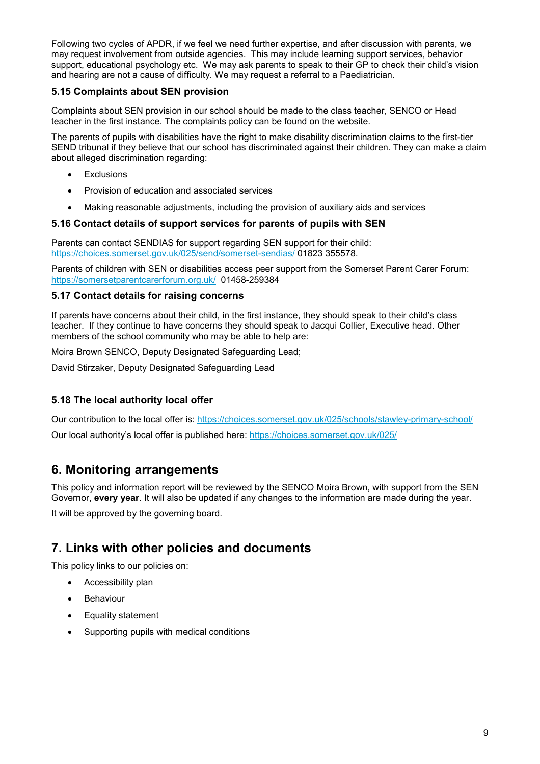Following two cycles of APDR, if we feel we need further expertise, and after discussion with parents, we may request involvement from outside agencies. This may include learning support services, behavior support, educational psychology etc. We may ask parents to speak to their GP to check their child's vision and hearing are not a cause of difficulty. We may request a referral to a Paediatrician.

### 5.15 Complaints about SEN provision

Complaints about SEN provision in our school should be made to the class teacher, SENCO or Head teacher in the first instance. The complaints policy can be found on the website.

The parents of pupils with disabilities have the right to make disability discrimination claims to the first-tier SEND tribunal if they believe that our school has discriminated against their children. They can make a claim about alleged discrimination regarding:

- Exclusions
- Provision of education and associated services
- Making reasonable adjustments, including the provision of auxiliary aids and services

### 5.16 Contact details of support services for parents of pupils with SEN

Parents can contact SENDIAS for support regarding SEN support for their child: https://choices.somerset.gov.uk/025/send/somerset-sendias/ 01823 355578.

Parents of children with SEN or disabilities access peer support from the Somerset Parent Carer Forum: https://somersetparentcarerforum.org.uk/ 01458-259384

### 5.17 Contact details for raising concerns

If parents have concerns about their child, in the first instance, they should speak to their child's class teacher. If they continue to have concerns they should speak to Jacqui Collier, Executive head. Other members of the school community who may be able to help are:

Moira Brown SENCO, Deputy Designated Safeguarding Lead;

David Stirzaker, Deputy Designated Safeguarding Lead

### 5.18 The local authority local offer

Our contribution to the local offer is: https://choices.somerset.gov.uk/025/schools/stawley-primary-school/

Our local authority's local offer is published here: https://choices.somerset.gov.uk/025/

## 6. Monitoring arrangements

This policy and information report will be reviewed by the SENCO Moira Brown, with support from the SEN Governor, **every year**. It will also be updated if any changes to the information are made during the year.

It will be approved by the governing board.

## 7. Links with other policies and documents

This policy links to our policies on:

- Accessibility plan
- Behaviour
- Equality statement
- Supporting pupils with medical conditions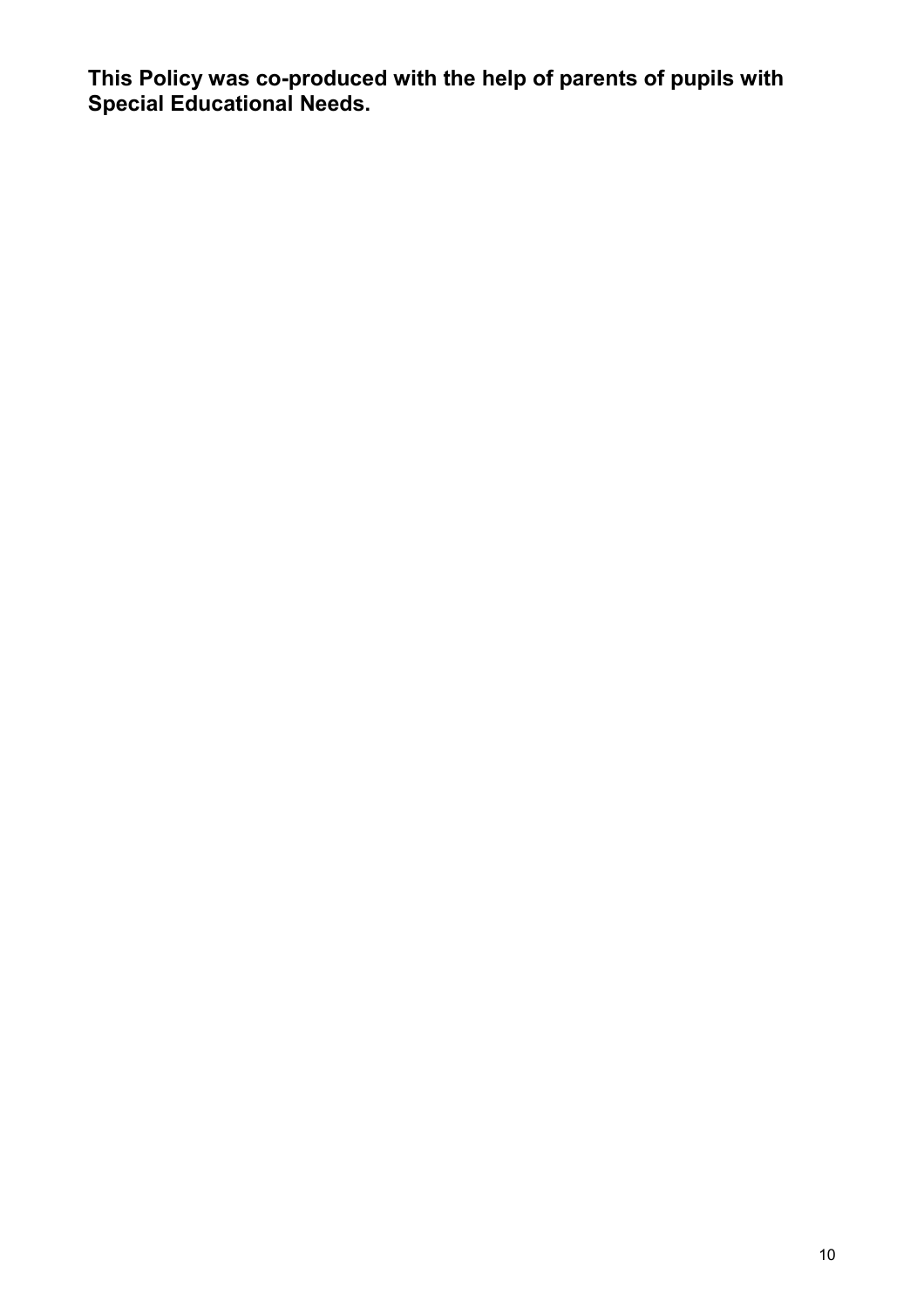**This Policy was co-produced with the help of parents of pupils with Special Educational Needs.**